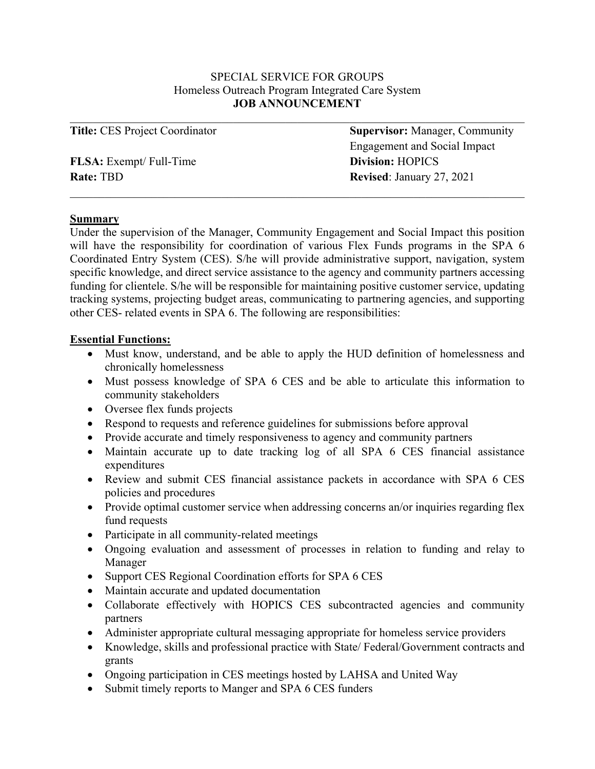SPECIAL SERVICE FOR GROUPS
Homeless Outreach Program Integrated Care System
**JOB ANNOUNCEMENT**

**Title:** CES Project Coordinator

**Supervisor:** Manager, Community Engagement and Social Impact

**FLSA:** Exempt/ Full-Time

**Division:** HOPICS

**Rate:** TBD

**Revised**: January 27, 2021

## Summary

Under the supervision of the Manager, Community Engagement and Social Impact this position will have the responsibility for coordination of various Flex Funds programs in the SPA 6 Coordinated Entry System (CES). S/he will provide administrative support, navigation, system specific knowledge, and direct service assistance to the agency and community partners accessing funding for clientele. S/he will be responsible for maintaining positive customer service, updating tracking systems, projecting budget areas, communicating to partnering agencies, and supporting other CES- related events in SPA 6. The following are responsibilities:

## Essential Functions:

- Must know, understand, and be able to apply the HUD definition of homelessness and chronically homelessness
- Must possess knowledge of SPA 6 CES and be able to articulate this information to community stakeholders
- Oversee flex funds projects
- Respond to requests and reference guidelines for submissions before approval
- Provide accurate and timely responsiveness to agency and community partners
- Maintain accurate up to date tracking log of all SPA 6 CES financial assistance expenditures
- Review and submit CES financial assistance packets in accordance with SPA 6 CES policies and procedures
- Provide optimal customer service when addressing concerns an/or inquiries regarding flex fund requests
- Participate in all community-related meetings
- Ongoing evaluation and assessment of processes in relation to funding and relay to Manager
- Support CES Regional Coordination efforts for SPA 6 CES
- Maintain accurate and updated documentation
- Collaborate effectively with HOPICS CES subcontracted agencies and community partners
- Administer appropriate cultural messaging appropriate for homeless service providers
- Knowledge, skills and professional practice with State/ Federal/Government contracts and grants
- Ongoing participation in CES meetings hosted by LAHSA and United Way
- Submit timely reports to Manger and SPA 6 CES funders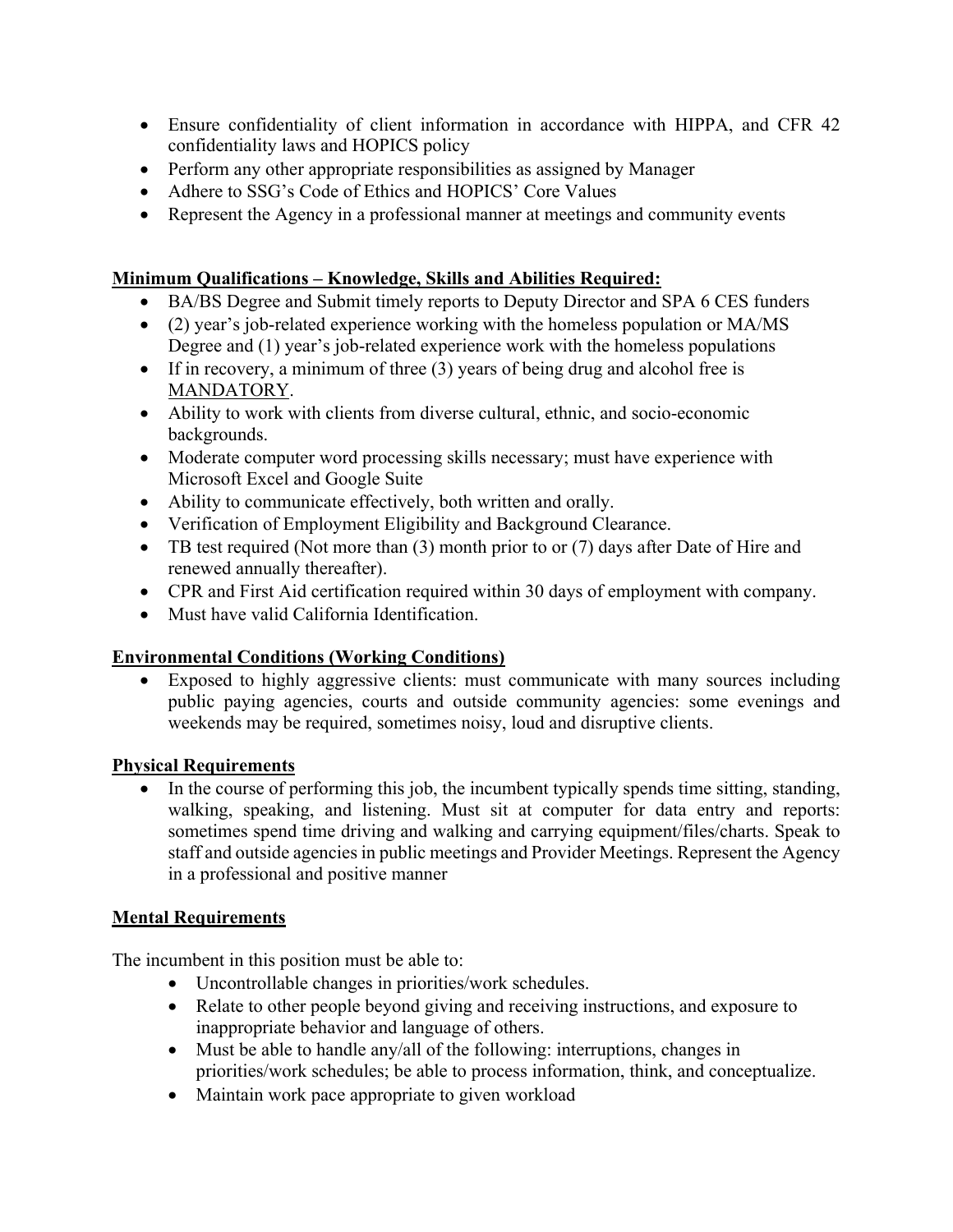- Ensure confidentiality of client information in accordance with HIPPA, and CFR 42 confidentiality laws and HOPICS policy
- Perform any other appropriate responsibilities as assigned by Manager
- Adhere to SSG's Code of Ethics and HOPICS' Core Values
- Represent the Agency in a professional manner at meetings and community events

**Minimum Qualifications – Knowledge, Skills and Abilities Required:**

- BA/BS Degree and Submit timely reports to Deputy Director and SPA 6 CES funders
- (2) year's job-related experience working with the homeless population or MA/MS Degree and (1) year's job-related experience work with the homeless populations
- If in recovery, a minimum of three (3) years of being drug and alcohol free is MANDATORY.
- Ability to work with clients from diverse cultural, ethnic, and socio-economic backgrounds.
- Moderate computer word processing skills necessary; must have experience with Microsoft Excel and Google Suite
- Ability to communicate effectively, both written and orally.
- Verification of Employment Eligibility and Background Clearance.
- TB test required (Not more than (3) month prior to or (7) days after Date of Hire and renewed annually thereafter).
- CPR and First Aid certification required within 30 days of employment with company.
- Must have valid California Identification.

**Environmental Conditions (Working Conditions)**

- Exposed to highly aggressive clients: must communicate with many sources including public paying agencies, courts and outside community agencies: some evenings and weekends may be required, sometimes noisy, loud and disruptive clients.

**Physical Requirements**

- In the course of performing this job, the incumbent typically spends time sitting, standing, walking, speaking, and listening. Must sit at computer for data entry and reports: sometimes spend time driving and walking and carrying equipment/files/charts. Speak to staff and outside agencies in public meetings and Provider Meetings. Represent the Agency in a professional and positive manner

**Mental Requirements**

The incumbent in this position must be able to:

- Uncontrollable changes in priorities/work schedules.
- Relate to other people beyond giving and receiving instructions, and exposure to inappropriate behavior and language of others.
- Must be able to handle any/all of the following: interruptions, changes in priorities/work schedules; be able to process information, think, and conceptualize.
- Maintain work pace appropriate to given workload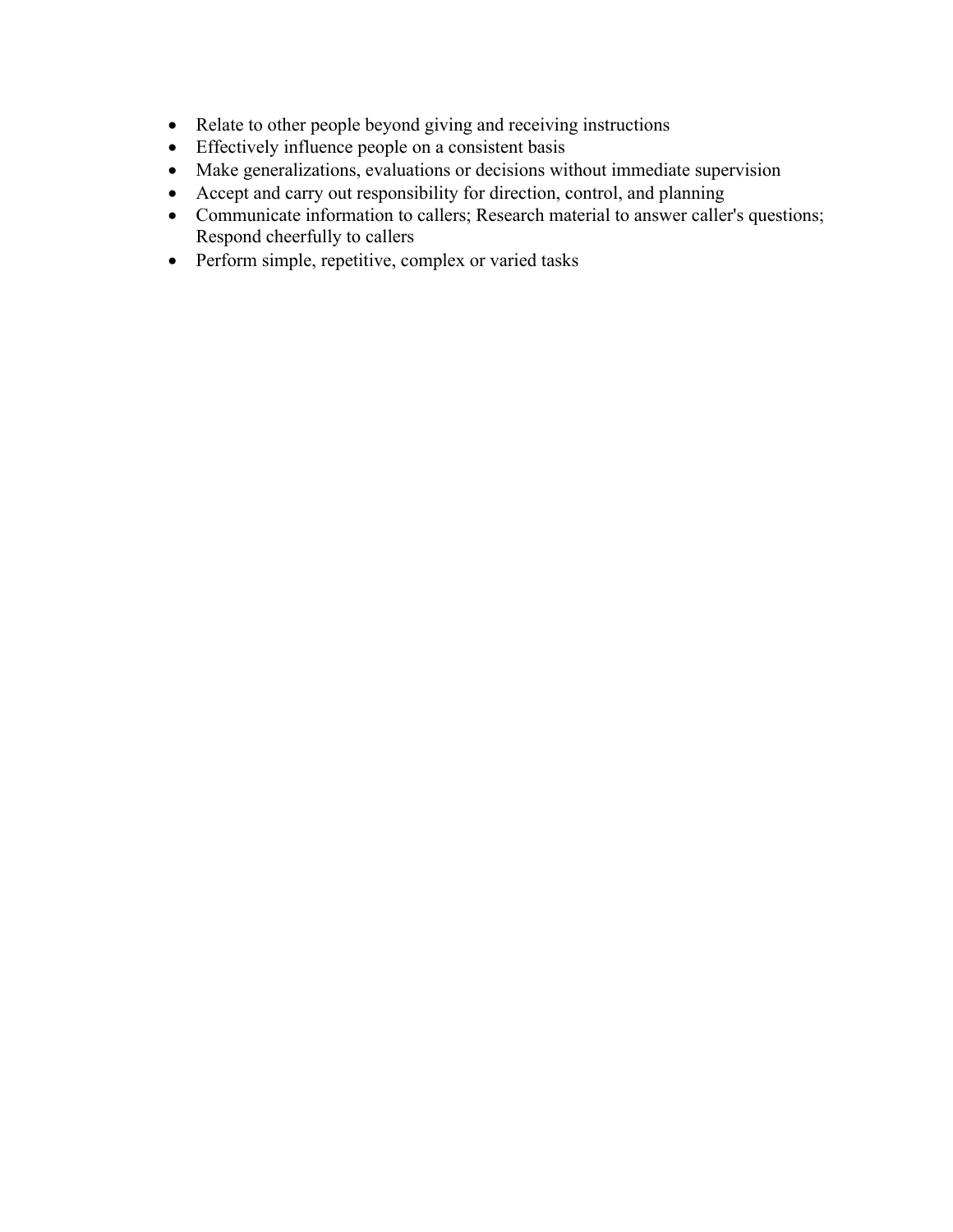- Relate to other people beyond giving and receiving instructions
- Effectively influence people on a consistent basis
- Make generalizations, evaluations or decisions without immediate supervision
- Accept and carry out responsibility for direction, control, and planning
- Communicate information to callers; Research material to answer caller's questions; Respond cheerfully to callers
- Perform simple, repetitive, complex or varied tasks